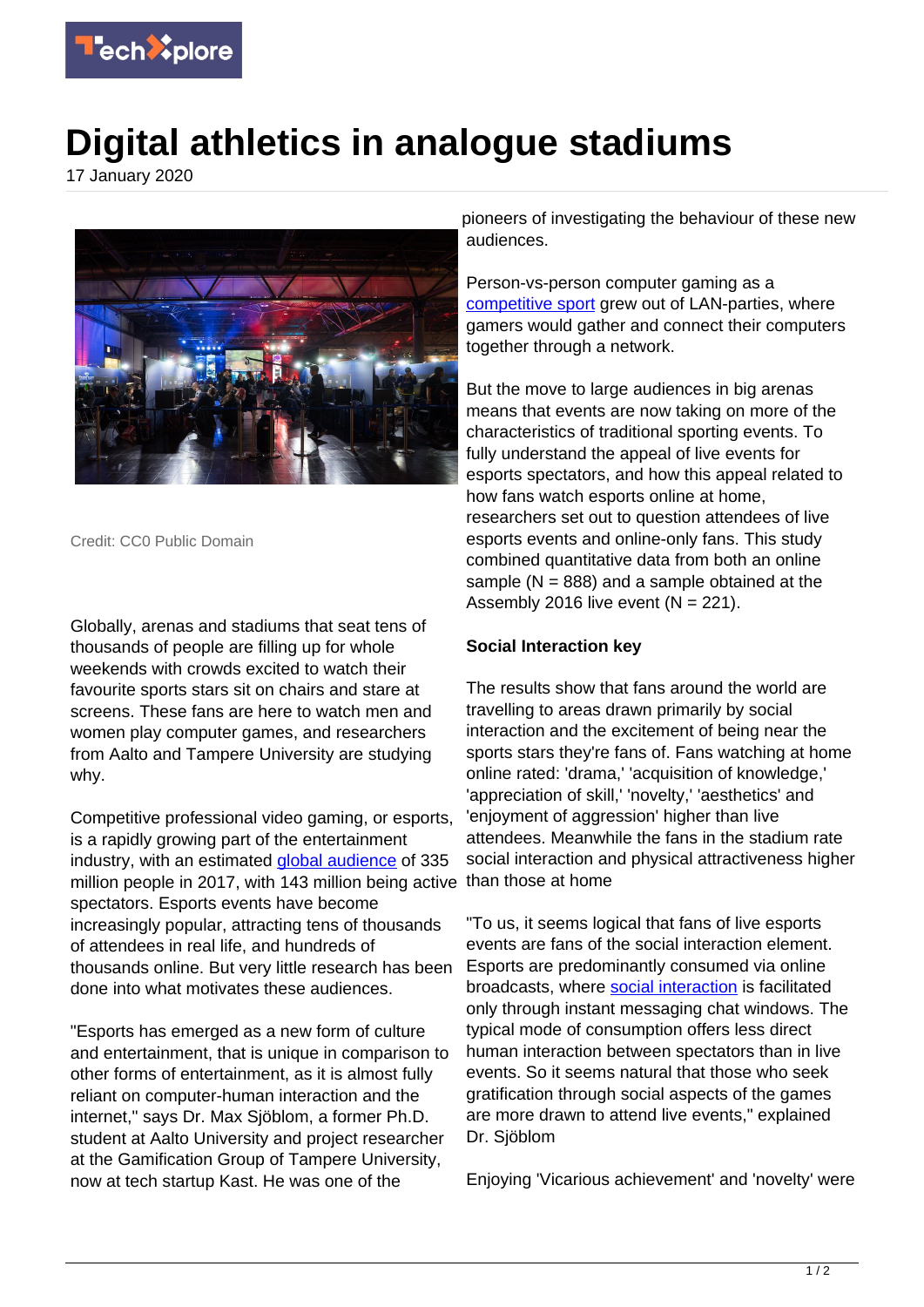# Digital athletics in analogue stadiums

17 January 2020

Credit: CC0 Public Domain

Globally, arenas and stadiums that seat tens of thousands of people are filling up for whole weekends with crowds excited to watch their favourite sports stars sit on chairs and stare at screens. These fans are here to watch men and women play computer games, and researchers from Aalto and Tampere University are studying why.

Competitive professional video gaming, or esports, is a rapidly growing part of the entertainment industry, with an estimated global audience of 335 million people in 2017, with 143 million being active spectators. Esports events have become increasingly popular, attracting tens of thousands of attendees in real life, and hundreds of thousands online. But very little research has been done into what motivates these audiences.

"Esports has emerged as a new form of culture and entertainment, that is unique in comparison to other forms of entertainment, as it is almost fully reliant on computer-human interaction and the internet," says Dr. Max Sjöblom, a former Ph.D. student at Aalto University and project researcher at the Gamification Group of Tampere University, now at tech startup Kast. He was one of the pioneers of investigating the behaviour of these new audiences.

Person-vs-person computer gaming as a competitive sport grew out of LAN-parties, where gamers would gather and connect their computers together through a network.

But the move to large audiences in big arenas means that events are now taking on more of the characteristics of traditional sporting events. To fully understand the appeal of live events for esports spectators, and how this appeal related to how fans watch esports online at home, researchers set out to question attendees of live esports events and online-only fans. This study combined quantitative data from both an online sample (N = 888) and a sample obtained at the Assembly 2016 live event (N = 221).

**Social Interaction key**

The results show that fans around the world are travelling to areas drawn primarily by social interaction and the excitement of being near the sports stars they're fans of. Fans watching at home online rated: 'drama,' 'acquisition of knowledge,' 'appreciation of skill,' 'novelty,' 'aesthetics' and 'enjoyment of aggression' higher than live attendees. Meanwhile the fans in the stadium rate social interaction and physical attractiveness higher than those at home

"To us, it seems logical that fans of live esports events are fans of the social interaction element. Esports are predominantly consumed via online broadcasts, where social interaction is facilitated only through instant messaging chat windows. The typical mode of consumption offers less direct human interaction between spectators than in live events. So it seems natural that those who seek gratification through social aspects of the games are more drawn to attend live events," explained Dr. Sjöblom

Enjoying 'Vicarious achievement' and 'novelty' were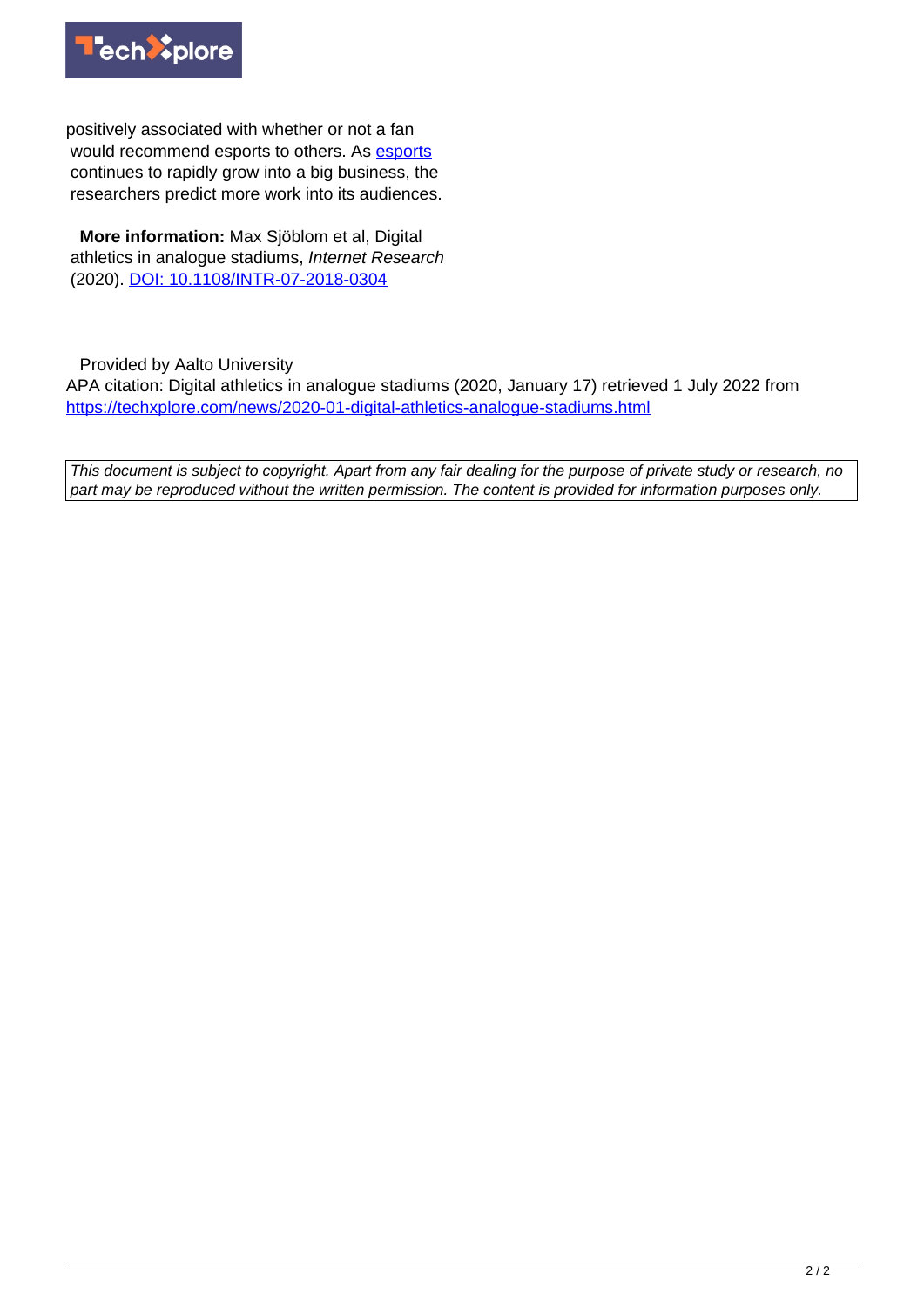positively associated with whether or not a fan would recommend esports to others. As esports continues to rapidly grow into a big business, the researchers predict more work into its audiences.

**More information:** Max Sjöblom et al, Digital athletics in analogue stadiums, *Internet Research* (2020). DOI: 10.1108/INTR-07-2018-0304

Provided by Aalto University

APA citation: Digital athletics in analogue stadiums (2020, January 17) retrieved 1 July 2022 from https://techxplore.com/news/2020-01-digital-athletics-analogue-stadiums.html

*This document is subject to copyright. Apart from any fair dealing for the purpose of private study or research, no part may be reproduced without the written permission. The content is provided for information purposes only.*